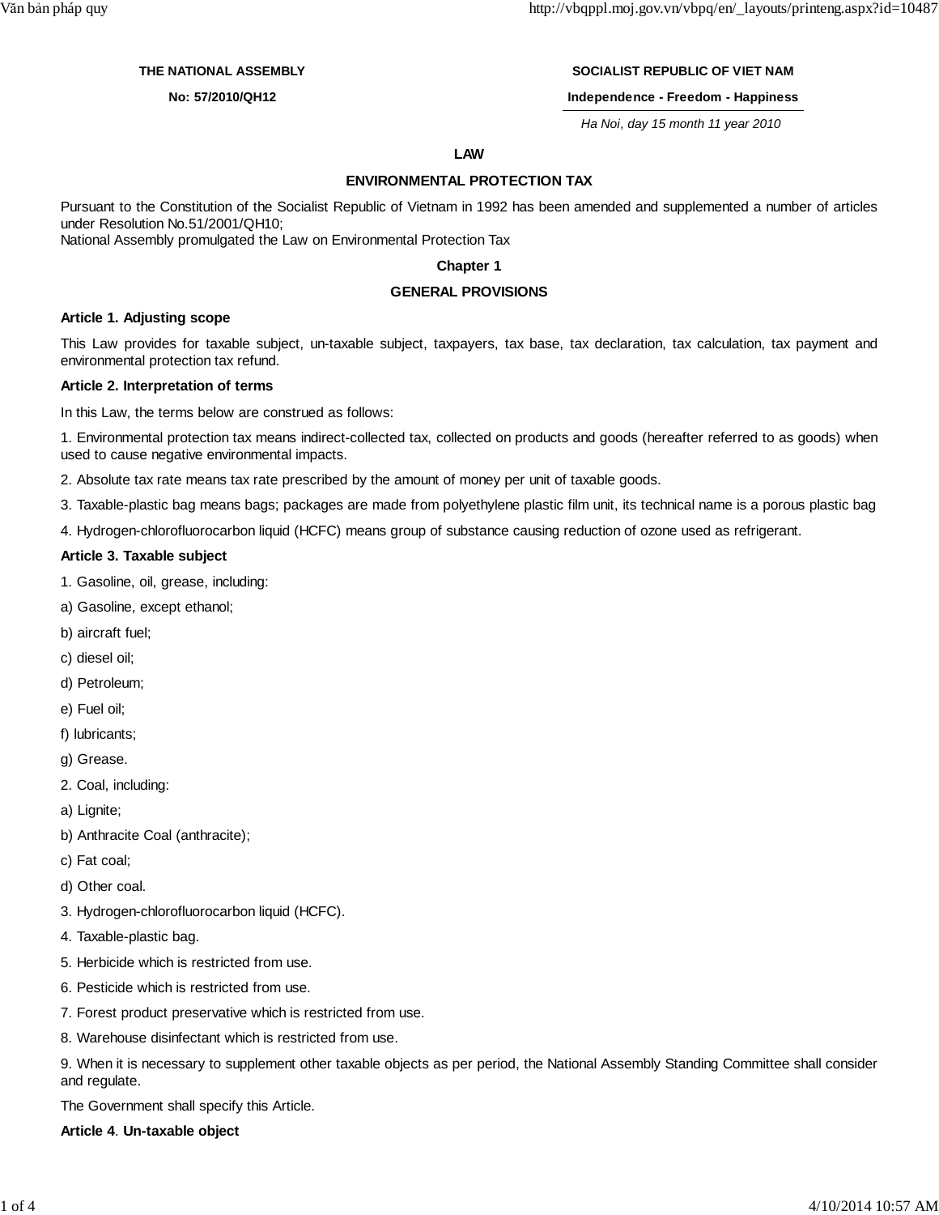**THE NATIONAL ASSEMBLY**

**No: 57/2010/QH12**

**SOCIALIST REPUBLIC OF VIET NAM**

**Independence - Freedom - Happiness**

*Ha Noi, day 15 month 11 year 2010*

# LAW

# ENVIRONMENTAL PROTECTION TAX

Pursuant to the Constitution of the Socialist Republic of Vietnam in 1992 has been amended and supplemented a number of articles under Resolution No.51/2001/QH10;
National Assembly promulgated the Law on Environmental Protection Tax

## Chapter 1

## GENERAL PROVISIONS

**Article 1. Adjusting scope**

This Law provides for taxable subject, un-taxable subject, taxpayers, tax base, tax declaration, tax calculation, tax payment and environmental protection tax refund.

**Article 2. Interpretation of terms**

In this Law, the terms below are construed as follows:

1. Environmental protection tax means indirect-collected tax, collected on products and goods (hereafter referred to as goods) when used to cause negative environmental impacts.

2. Absolute tax rate means tax rate prescribed by the amount of money per unit of taxable goods.

3. Taxable-plastic bag means bags; packages are made from polyethylene plastic film unit, its technical name is a porous plastic bag

4. Hydrogen-chlorofluorocarbon liquid (HCFC) means group of substance causing reduction of ozone used as refrigerant.

**Article 3. Taxable subject**

1. Gasoline, oil, grease, including:

a) Gasoline, except ethanol;

b) aircraft fuel;

c) diesel oil;

d) Petroleum;

e) Fuel oil;

f) lubricants;

g) Grease.

2. Coal, including:

a) Lignite;

b) Anthracite Coal (anthracite);

c) Fat coal;

d) Other coal.

3. Hydrogen-chlorofluorocarbon liquid (HCFC).

4. Taxable-plastic bag.

5. Herbicide which is restricted from use.

6. Pesticide which is restricted from use.

7. Forest product preservative which is restricted from use.

8. Warehouse disinfectant which is restricted from use.

9. When it is necessary to supplement other taxable objects as per period, the National Assembly Standing Committee shall consider and regulate.

The Government shall specify this Article.

**Article 4**. **Un-taxable object**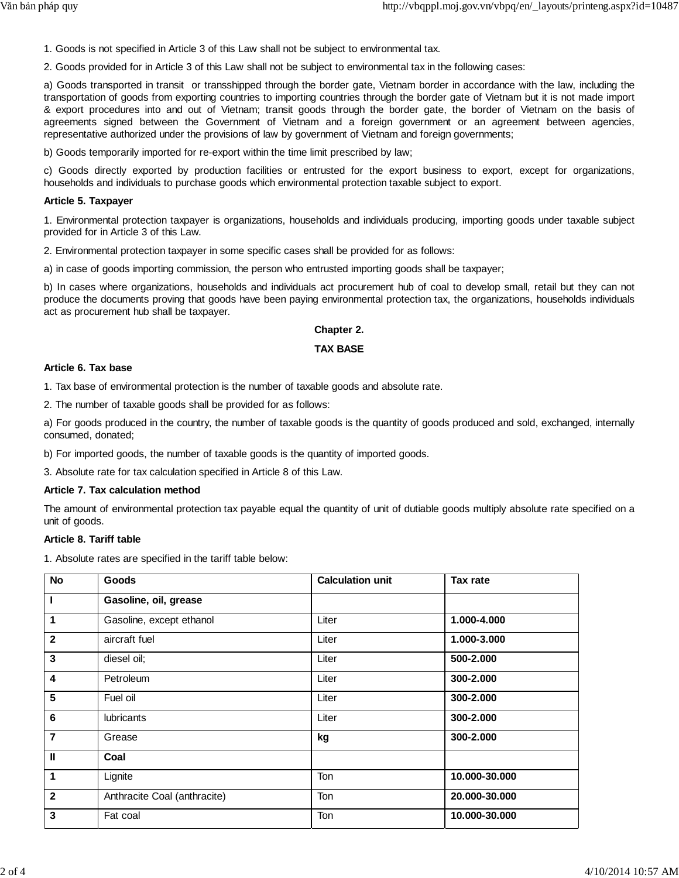1. Goods is not specified in Article 3 of this Law shall not be subject to environmental tax.

2. Goods provided for in Article 3 of this Law shall not be subject to environmental tax in the following cases:

a) Goods transported in transit or transshipped through the border gate, Vietnam border in accordance with the law, including the transportation of goods from exporting countries to importing countries through the border gate of Vietnam but it is not made import & export procedures into and out of Vietnam; transit goods through the border gate, the border of Vietnam on the basis of agreements signed between the Government of Vietnam and a foreign government or an agreement between agencies, representative authorized under the provisions of law by government of Vietnam and foreign governments;

b) Goods temporarily imported for re-export within the time limit prescribed by law;

c) Goods directly exported by production facilities or entrusted for the export business to export, except for organizations, households and individuals to purchase goods which environmental protection taxable subject to export.

**Article 5. Taxpayer**

1. Environmental protection taxpayer is organizations, households and individuals producing, importing goods under taxable subject provided for in Article 3 of this Law.

2. Environmental protection taxpayer in some specific cases shall be provided for as follows:

a) in case of goods importing commission, the person who entrusted importing goods shall be taxpayer;

b) In cases where organizations, households and individuals act procurement hub of coal to develop small, retail but they can not produce the documents proving that goods have been paying environmental protection tax, the organizations, households individuals act as procurement hub shall be taxpayer.

## Chapter 2.

## TAX BASE

**Article 6. Tax base**

1. Tax base of environmental protection is the number of taxable goods and absolute rate.

2. The number of taxable goods shall be provided for as follows:

a) For goods produced in the country, the number of taxable goods is the quantity of goods produced and sold, exchanged, internally consumed, donated;

b) For imported goods, the number of taxable goods is the quantity of imported goods.

3. Absolute rate for tax calculation specified in Article 8 of this Law.

**Article 7. Tax calculation method**

The amount of environmental protection tax payable equal the quantity of unit of dutiable goods multiply absolute rate specified on a unit of goods.

**Article 8. Tariff table**

1. Absolute rates are specified in the tariff table below:

| No | Goods | Calculation unit | Tax rate |
|---|---|---|---|
| **I** | **Gasoline, oil, grease** | | |
| **1** | Gasoline, except ethanol | Liter | **1.000-4.000** |
| **2** | aircraft fuel | Liter | **1.000-3.000** |
| **3** | diesel oil; | Liter | **500-2.000** |
| **4** | Petroleum | Liter | **300-2.000** |
| **5** | Fuel oil | Liter | **300-2.000** |
| **6** | lubricants | Liter | **300-2.000** |
| **7** | Grease | **kg** | **300-2.000** |
| **II** | **Coal** | | |
| **1** | Lignite | Ton | **10.000-30.000** |
| **2** | Anthracite Coal (anthracite) | Ton | **20.000-30.000** |
| **3** | Fat coal | Ton | **10.000-30.000** |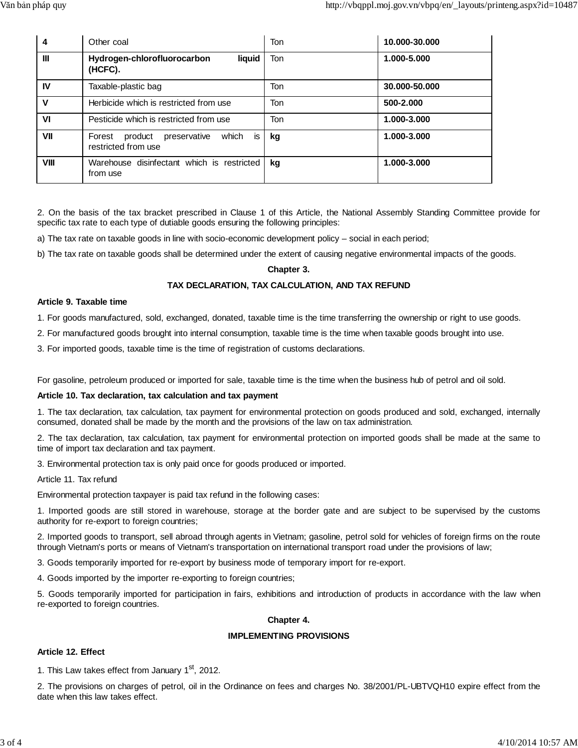| | | | |
|---|---|---|---|
| **4** | Other coal | Ton | **10.000-30.000** |
| **III** | **Hydrogen-chlorofluorocarbon liquid (HCFC).** | Ton | **1.000-5.000** |
| **IV** | Taxable-plastic bag | Ton | **30.000-50.000** |
| **V** | Herbicide which is restricted from use | Ton | **500-2.000** |
| **VI** | Pesticide which is restricted from use | Ton | **1.000-3.000** |
| **VII** | Forest product preservative which is restricted from use | **kg** | **1.000-3.000** |
| **VIII** | Warehouse disinfectant which is restricted from use | **kg** | **1.000-3.000** |

2. On the basis of the tax bracket prescribed in Clause 1 of this Article, the National Assembly Standing Committee provide for specific tax rate to each type of dutiable goods ensuring the following principles:

a) The tax rate on taxable goods in line with socio-economic development policy – social in each period;

b) The tax rate on taxable goods shall be determined under the extent of causing negative environmental impacts of the goods.

## Chapter 3.

## TAX DECLARATION, TAX CALCULATION, AND TAX REFUND

**Article 9. Taxable time**

1. For goods manufactured, sold, exchanged, donated, taxable time is the time transferring the ownership or right to use goods.

2. For manufactured goods brought into internal consumption, taxable time is the time when taxable goods brought into use.

3. For imported goods, taxable time is the time of registration of customs declarations.

For gasoline, petroleum produced or imported for sale, taxable time is the time when the business hub of petrol and oil sold.

**Article 10. Tax declaration, tax calculation and tax payment**

1. The tax declaration, tax calculation, tax payment for environmental protection on goods produced and sold, exchanged, internally consumed, donated shall be made by the month and the provisions of the law on tax administration.

2. The tax declaration, tax calculation, tax payment for environmental protection on imported goods shall be made at the same to time of import tax declaration and tax payment.

3. Environmental protection tax is only paid once for goods produced or imported.

Article 11. Tax refund

Environmental protection taxpayer is paid tax refund in the following cases:

1. Imported goods are still stored in warehouse, storage at the border gate and are subject to be supervised by the customs authority for re-export to foreign countries;

2. Imported goods to transport, sell abroad through agents in Vietnam; gasoline, petrol sold for vehicles of foreign firms on the route through Vietnam's ports or means of Vietnam's transportation on international transport road under the provisions of law;

3. Goods temporarily imported for re-export by business mode of temporary import for re-export.

4. Goods imported by the importer re-exporting to foreign countries;

5. Goods temporarily imported for participation in fairs, exhibitions and introduction of products in accordance with the law when re-exported to foreign countries.

## Chapter 4.

## IMPLEMENTING PROVISIONS

**Article 12. Effect**

1. This Law takes effect from January 1st, 2012.

2. The provisions on charges of petrol, oil in the Ordinance on fees and charges No. 38/2001/PL-UBTVQH10 expire effect from the date when this law takes effect.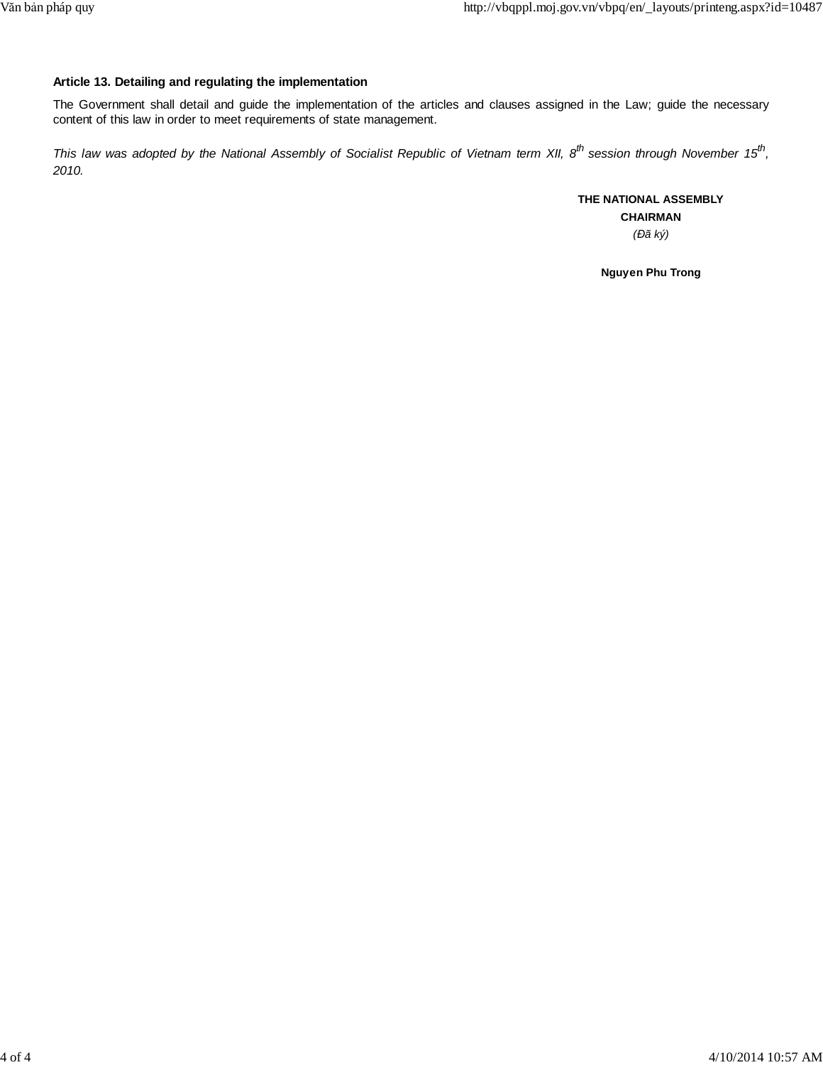**Article 13. Detailing and regulating the implementation**

The Government shall detail and guide the implementation of the articles and clauses assigned in the Law; guide the necessary content of this law in order to meet requirements of state management.

*This law was adopted by the National Assembly of Socialist Republic of Vietnam term XII, 8th session through November 15th, 2010.*

**THE NATIONAL ASSEMBLY**
**CHAIRMAN**
*(Đã ký)*

**Nguyen Phu Trong**